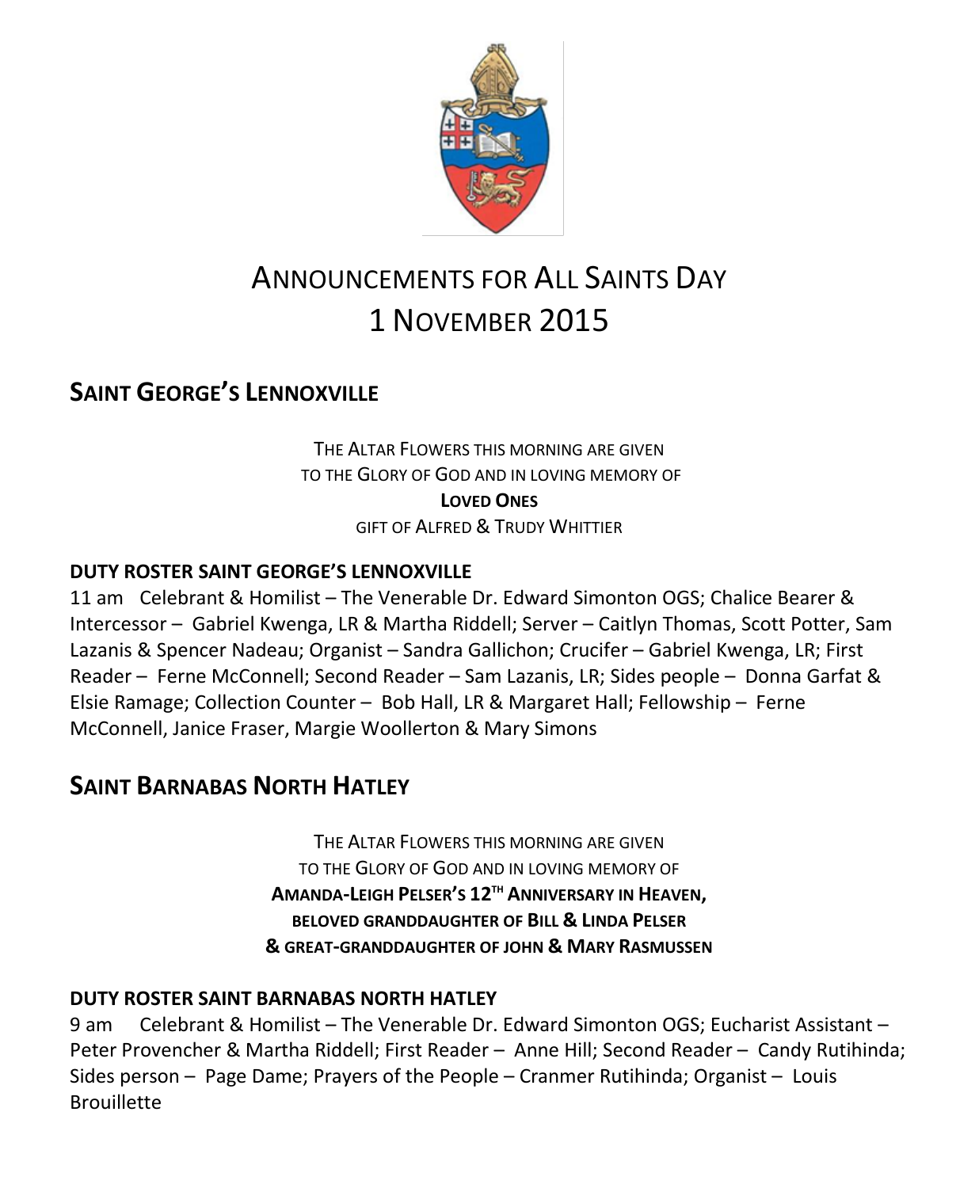# ANNOUNCEMENTS FOR ALL SAINTS DAY 1 NOVEMBER 2015

## SAINT GEORGE'S LENNOXVILLE

THE ALTAR FLOWERS THIS MORNING ARE GIVEN
TO THE GLORY OF GOD AND IN LOVING MEMORY OF
**LOVED ONES**
GIFT OF ALFRED & TRUDY WHITTIER

**DUTY ROSTER SAINT GEORGE'S LENNOXVILLE**

11 am Celebrant & Homilist – The Venerable Dr. Edward Simonton OGS; Chalice Bearer & Intercessor – Gabriel Kwenga, LR & Martha Riddell; Server – Caitlyn Thomas, Scott Potter, Sam Lazanis & Spencer Nadeau; Organist – Sandra Gallichon; Crucifer – Gabriel Kwenga, LR; First Reader – Ferne McConnell; Second Reader – Sam Lazanis, LR; Sides people – Donna Garfat & Elsie Ramage; Collection Counter – Bob Hall, LR & Margaret Hall; Fellowship – Ferne McConnell, Janice Fraser, Margie Woollerton & Mary Simons

## SAINT BARNABAS NORTH HATLEY

THE ALTAR FLOWERS THIS MORNING ARE GIVEN
TO THE GLORY OF GOD AND IN LOVING MEMORY OF
**AMANDA-LEIGH PELSER'S 12TH ANNIVERSARY IN HEAVEN,**
**BELOVED GRANDDAUGHTER OF BILL & LINDA PELSER**
**& GREAT-GRANDDAUGHTER OF JOHN & MARY RASMUSSEN**

**DUTY ROSTER SAINT BARNABAS NORTH HATLEY**

9 am Celebrant & Homilist – The Venerable Dr. Edward Simonton OGS; Eucharist Assistant – Peter Provencher & Martha Riddell; First Reader – Anne Hill; Second Reader – Candy Rutihinda; Sides person – Page Dame; Prayers of the People – Cranmer Rutihinda; Organist – Louis Brouillette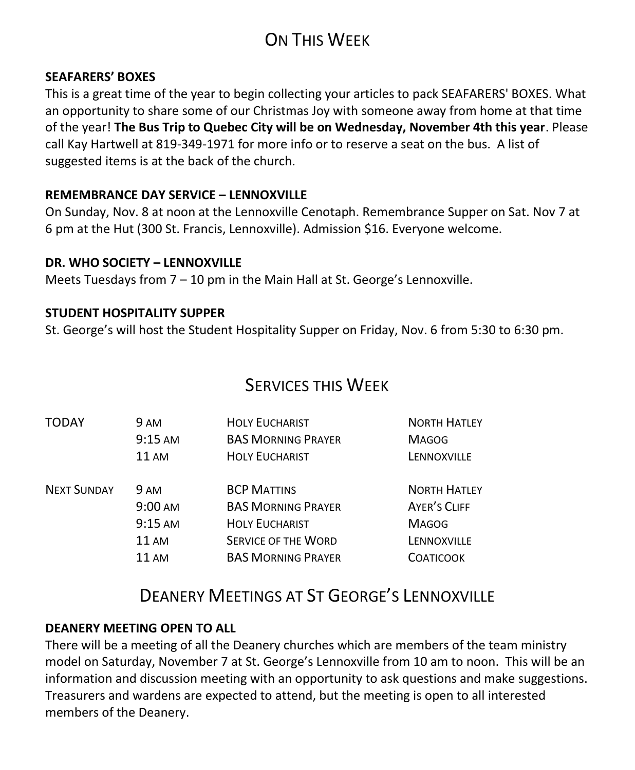# On This Week

**SEAFARERS' BOXES**

This is a great time of the year to begin collecting your articles to pack SEAFARERS' BOXES. What an opportunity to share some of our Christmas Joy with someone away from home at that time of the year! **The Bus Trip to Quebec City will be on Wednesday, November 4th this year**. Please call Kay Hartwell at 819-349-1971 for more info or to reserve a seat on the bus. A list of suggested items is at the back of the church.

**REMEMBRANCE DAY SERVICE – LENNOXVILLE**

On Sunday, Nov. 8 at noon at the Lennoxville Cenotaph. Remembrance Supper on Sat. Nov 7 at 6 pm at the Hut (300 St. Francis, Lennoxville). Admission $16. Everyone welcome.

**DR. WHO SOCIETY – LENNOXVILLE**

Meets Tuesdays from 7 – 10 pm in the Main Hall at St. George's Lennoxville.

**STUDENT HOSPITALITY SUPPER**

St. George's will host the Student Hospitality Supper on Friday, Nov. 6 from 5:30 to 6:30 pm.

# Services this Week

| | | | |
|---|---|---|---|
| TODAY | 9 AM | HOLY EUCHARIST | NORTH HATLEY |
| | 9:15 AM | BAS MORNING PRAYER | MAGOG |
| | 11 AM | HOLY EUCHARIST | LENNOXVILLE |
| NEXT SUNDAY | 9 AM | BCP MATTINS | NORTH HATLEY |
| | 9:00 AM | BAS MORNING PRAYER | AYER'S CLIFF |
| | 9:15 AM | HOLY EUCHARIST | MAGOG |
| | 11 AM | SERVICE OF THE WORD | LENNOXVILLE |
| | 11 AM | BAS MORNING PRAYER | COATICOOK |

# Deanery Meetings at St George's Lennoxville

**DEANERY MEETING OPEN TO ALL**

There will be a meeting of all the Deanery churches which are members of the team ministry model on Saturday, November 7 at St. George's Lennoxville from 10 am to noon. This will be an information and discussion meeting with an opportunity to ask questions and make suggestions. Treasurers and wardens are expected to attend, but the meeting is open to all interested members of the Deanery.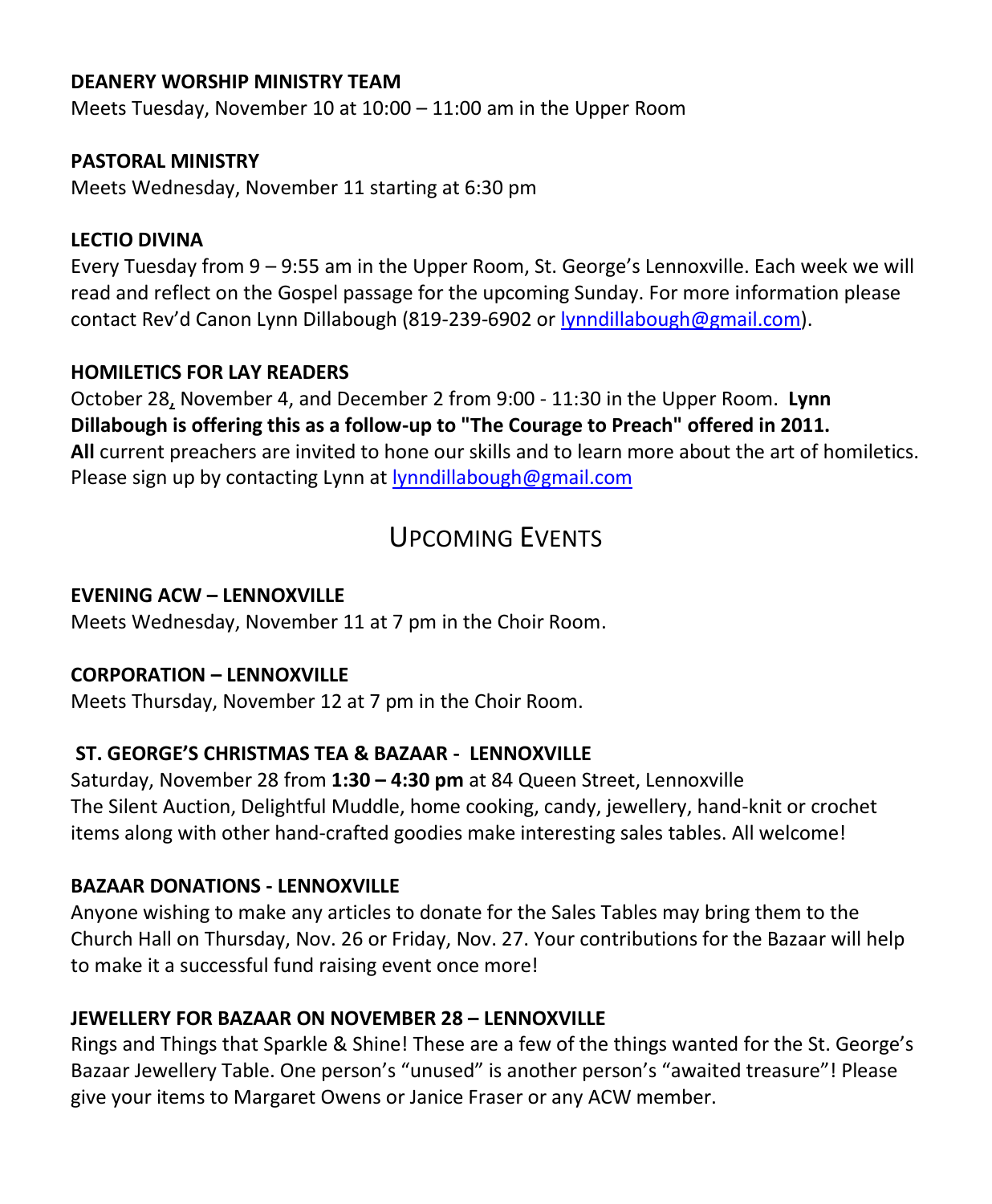**DEANERY WORSHIP MINISTRY TEAM**

Meets Tuesday, November 10 at 10:00 – 11:00 am in the Upper Room

**PASTORAL MINISTRY**

Meets Wednesday, November 11 starting at 6:30 pm

**LECTIO DIVINA**

Every Tuesday from 9 – 9:55 am in the Upper Room, St. George's Lennoxville. Each week we will read and reflect on the Gospel passage for the upcoming Sunday. For more information please contact Rev'd Canon Lynn Dillabough (819-239-6902 or lynndillabough@gmail.com).

**HOMILETICS FOR LAY READERS**

October 28, November 4, and December 2 from 9:00 - 11:30 in the Upper Room. **Lynn Dillabough is offering this as a follow-up to "The Courage to Preach" offered in 2011. All** current preachers are invited to hone our skills and to learn more about the art of homiletics. Please sign up by contacting Lynn at lynndillabough@gmail.com

## UPCOMING EVENTS

**EVENING ACW – LENNOXVILLE**

Meets Wednesday, November 11 at 7 pm in the Choir Room.

**CORPORATION – LENNOXVILLE**

Meets Thursday, November 12 at 7 pm in the Choir Room.

**ST. GEORGE'S CHRISTMAS TEA & BAZAAR - LENNOXVILLE**

Saturday, November 28 from **1:30 – 4:30 pm** at 84 Queen Street, Lennoxville
The Silent Auction, Delightful Muddle, home cooking, candy, jewellery, hand-knit or crochet items along with other hand-crafted goodies make interesting sales tables. All welcome!

**BAZAAR DONATIONS - LENNOXVILLE**

Anyone wishing to make any articles to donate for the Sales Tables may bring them to the Church Hall on Thursday, Nov. 26 or Friday, Nov. 27. Your contributions for the Bazaar will help to make it a successful fund raising event once more!

**JEWELLERY FOR BAZAAR ON NOVEMBER 28 – LENNOXVILLE**

Rings and Things that Sparkle & Shine! These are a few of the things wanted for the St. George's Bazaar Jewellery Table. One person's "unused" is another person's "awaited treasure"! Please give your items to Margaret Owens or Janice Fraser or any ACW member.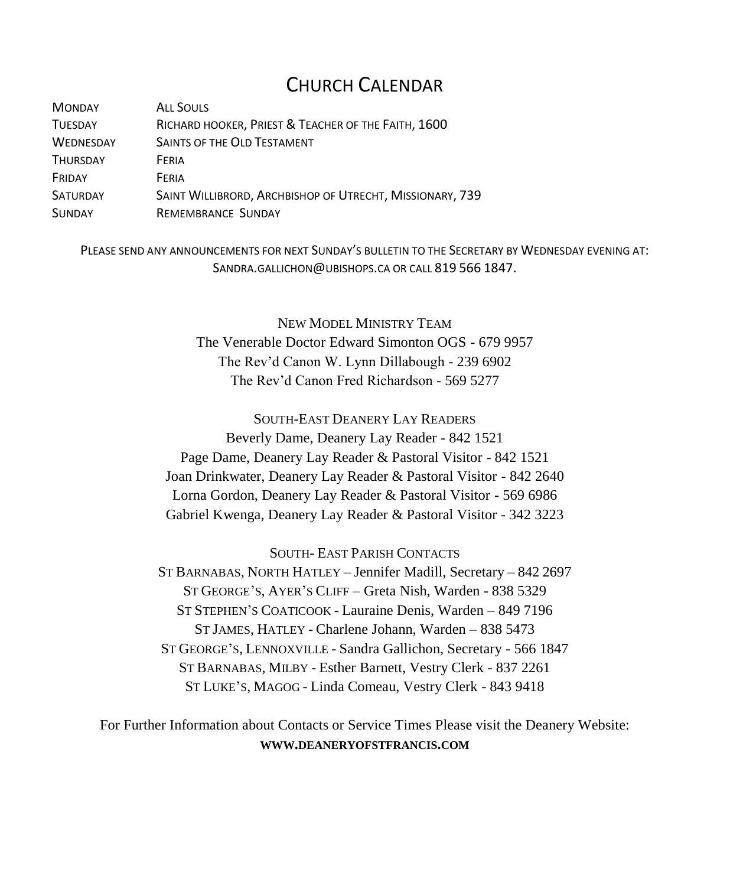# CHURCH CALENDAR

| | |
|---|---|
| MONDAY | ALL SOULS |
| TUESDAY | RICHARD HOOKER, PRIEST & TEACHER OF THE FAITH, 1600 |
| WEDNESDAY | SAINTS OF THE OLD TESTAMENT |
| THURSDAY | FERIA |
| FRIDAY | FERIA |
| SATURDAY | SAINT WILLIBRORD, ARCHBISHOP OF UTRECHT, MISSIONARY, 739 |
| SUNDAY | REMEMBRANCE SUNDAY |

PLEASE SEND ANY ANNOUNCEMENTS FOR NEXT SUNDAY'S BULLETIN TO THE SECRETARY BY WEDNESDAY EVENING AT: SANDRA.GALLICHON@UBISHOPS.CA OR CALL 819 566 1847.

NEW MODEL MINISTRY TEAM

The Venerable Doctor Edward Simonton OGS - 679 9957
The Rev'd Canon W. Lynn Dillabough - 239 6902
The Rev'd Canon Fred Richardson - 569 5277

SOUTH-EAST DEANERY LAY READERS

Beverly Dame, Deanery Lay Reader - 842 1521
Page Dame, Deanery Lay Reader & Pastoral Visitor - 842 1521
Joan Drinkwater, Deanery Lay Reader & Pastoral Visitor - 842 2640
Lorna Gordon, Deanery Lay Reader & Pastoral Visitor - 569 6986
Gabriel Kwenga, Deanery Lay Reader & Pastoral Visitor - 342 3223

SOUTH- EAST PARISH CONTACTS

ST BARNABAS, NORTH HATLEY – Jennifer Madill, Secretary – 842 2697
ST GEORGE'S, AYER'S CLIFF – Greta Nish, Warden - 838 5329
ST STEPHEN'S COATICOOK - Lauraine Denis, Warden – 849 7196
ST JAMES, HATLEY - Charlene Johann, Warden – 838 5473
ST GEORGE'S, LENNOXVILLE - Sandra Gallichon, Secretary - 566 1847
ST BARNABAS, MILBY - Esther Barnett, Vestry Clerk - 837 2261
ST LUKE'S, MAGOG - Linda Comeau, Vestry Clerk - 843 9418

For Further Information about Contacts or Service Times Please visit the Deanery Website:
**WWW.DEANERYOFSTFRANCIS.COM**